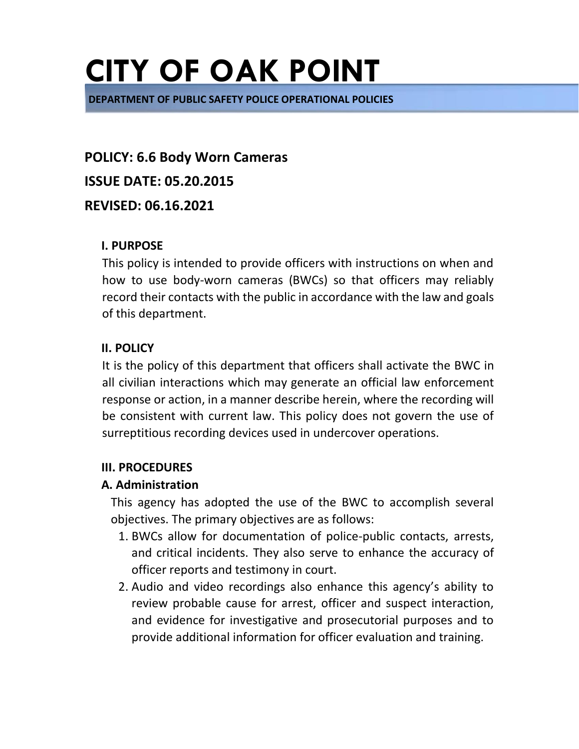# CITY OF OAK POINT

**DEPARTMENT OF PUBLIC SAFETY POLICE OPERATIONAL POLICIES**

## POLICY: 6.6 Body Worn Cameras

## ISSUE DATE: 05.20.2015

## REVISED: 06.16.2021

### I. PURPOSE

This policy is intended to provide officers with instructions on when and how to use body-worn cameras (BWCs) so that officers may reliably record their contacts with the public in accordance with the law and goals of this department.

### II. POLICY

It is the policy of this department that officers shall activate the BWC in all civilian interactions which may generate an official law enforcement response or action, in a manner describe herein, where the recording will be consistent with current law. This policy does not govern the use of surreptitious recording devices used in undercover operations.

### III. PROCEDURES

#### A. Administration

This agency has adopted the use of the BWC to accomplish several objectives. The primary objectives are as follows:

1. BWCs allow for documentation of police-public contacts, arrests, and critical incidents. They also serve to enhance the accuracy of officer reports and testimony in court.
2. Audio and video recordings also enhance this agency's ability to review probable cause for arrest, officer and suspect interaction, and evidence for investigative and prosecutorial purposes and to provide additional information for officer evaluation and training.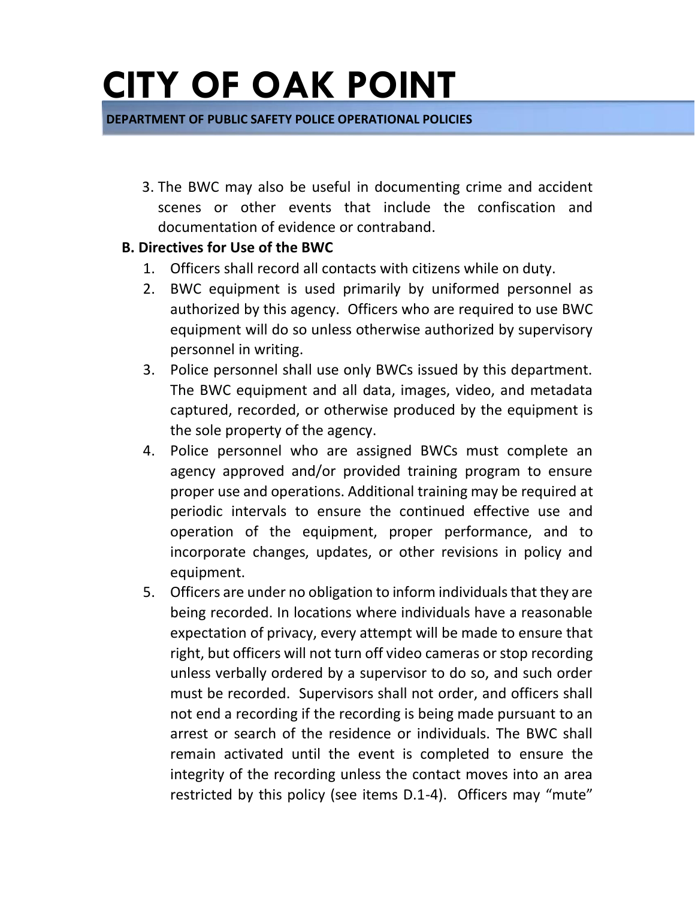3. The BWC may also be useful in documenting crime and accident scenes or other events that include the confiscation and documentation of evidence or contraband.

**B. Directives for Use of the BWC**

1. Officers shall record all contacts with citizens while on duty.
2. BWC equipment is used primarily by uniformed personnel as authorized by this agency. Officers who are required to use BWC equipment will do so unless otherwise authorized by supervisory personnel in writing.
3. Police personnel shall use only BWCs issued by this department. The BWC equipment and all data, images, video, and metadata captured, recorded, or otherwise produced by the equipment is the sole property of the agency.
4. Police personnel who are assigned BWCs must complete an agency approved and/or provided training program to ensure proper use and operations. Additional training may be required at periodic intervals to ensure the continued effective use and operation of the equipment, proper performance, and to incorporate changes, updates, or other revisions in policy and equipment.
5. Officers are under no obligation to inform individuals that they are being recorded. In locations where individuals have a reasonable expectation of privacy, every attempt will be made to ensure that right, but officers will not turn off video cameras or stop recording unless verbally ordered by a supervisor to do so, and such order must be recorded. Supervisors shall not order, and officers shall not end a recording if the recording is being made pursuant to an arrest or search of the residence or individuals. The BWC shall remain activated until the event is completed to ensure the integrity of the recording unless the contact moves into an area restricted by this policy (see items D.1-4). Officers may "mute"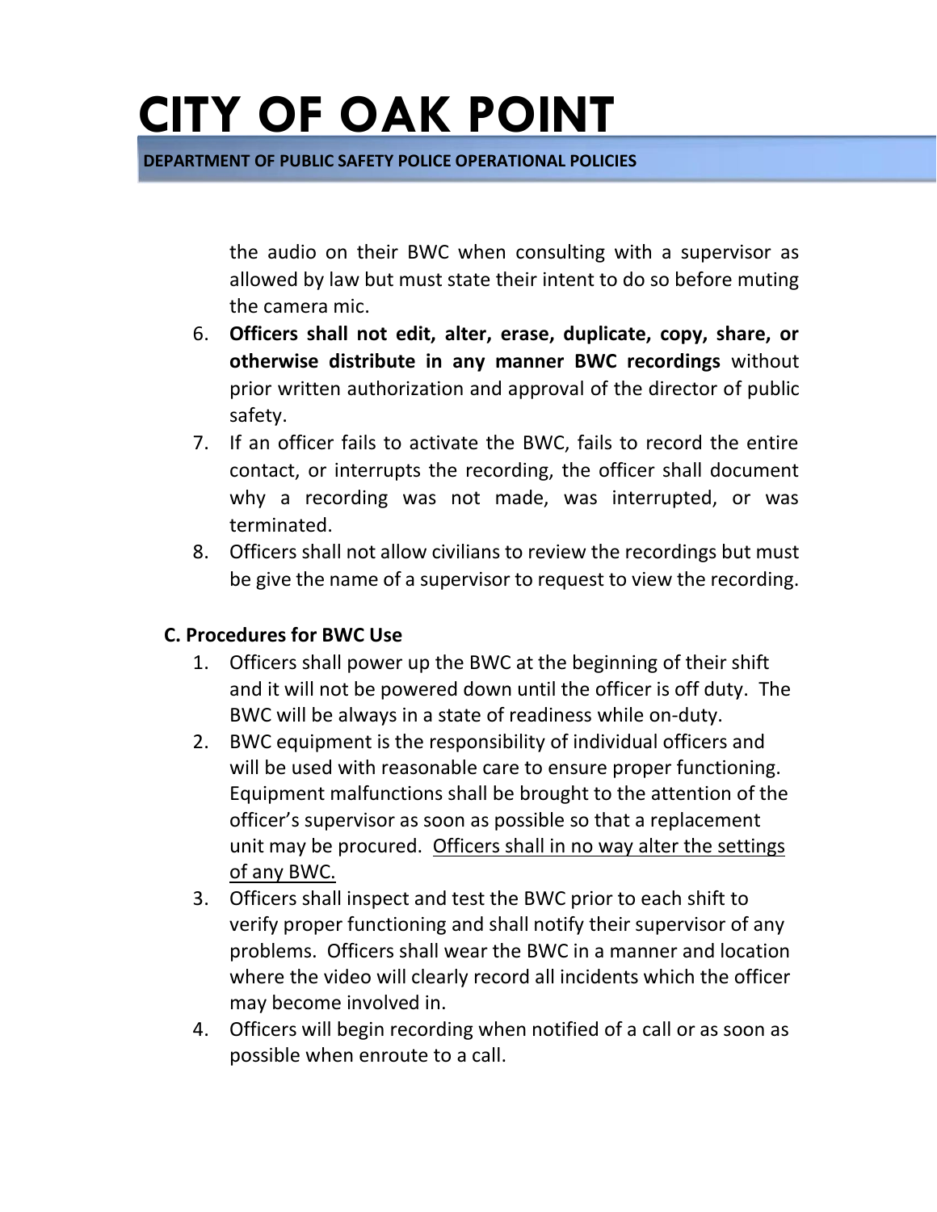the audio on their BWC when consulting with a supervisor as allowed by law but must state their intent to do so before muting the camera mic.

6. **Officers shall not edit, alter, erase, duplicate, copy, share, or otherwise distribute in any manner BWC recordings** without prior written authorization and approval of the director of public safety.
7. If an officer fails to activate the BWC, fails to record the entire contact, or interrupts the recording, the officer shall document why a recording was not made, was interrupted, or was terminated.
8. Officers shall not allow civilians to review the recordings but must be give the name of a supervisor to request to view the recording.

### C. Procedures for BWC Use

1. Officers shall power up the BWC at the beginning of their shift and it will not be powered down until the officer is off duty. The BWC will be always in a state of readiness while on-duty.
2. BWC equipment is the responsibility of individual officers and will be used with reasonable care to ensure proper functioning. Equipment malfunctions shall be brought to the attention of the officer's supervisor as soon as possible so that a replacement unit may be procured. <u>Officers shall in no way alter the settings of any BWC.</u>
3. Officers shall inspect and test the BWC prior to each shift to verify proper functioning and shall notify their supervisor of any problems. Officers shall wear the BWC in a manner and location where the video will clearly record all incidents which the officer may become involved in.
4. Officers will begin recording when notified of a call or as soon as possible when enroute to a call.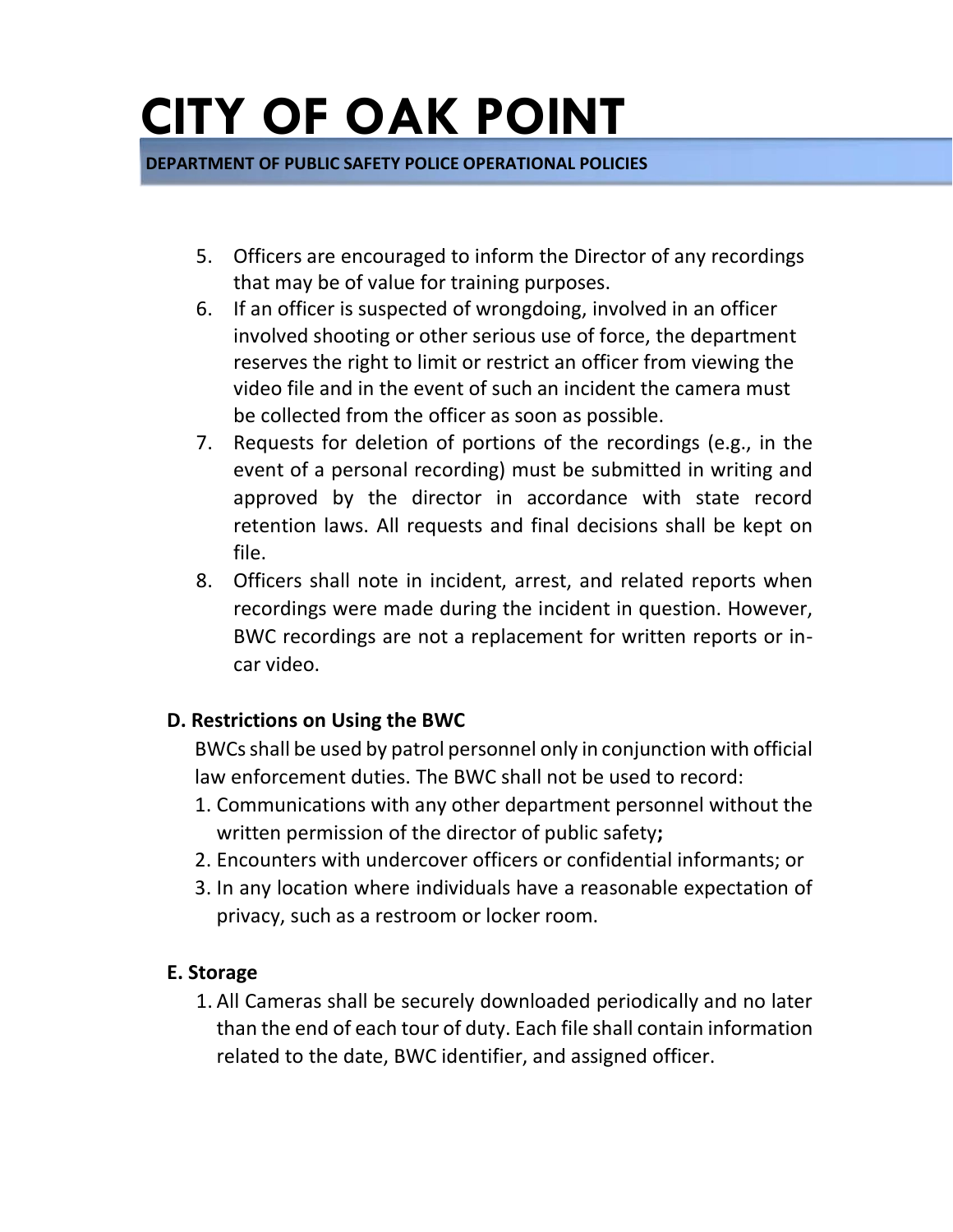5. Officers are encouraged to inform the Director of any recordings that may be of value for training purposes.
6. If an officer is suspected of wrongdoing, involved in an officer involved shooting or other serious use of force, the department reserves the right to limit or restrict an officer from viewing the video file and in the event of such an incident the camera must be collected from the officer as soon as possible.
7. Requests for deletion of portions of the recordings (e.g., in the event of a personal recording) must be submitted in writing and approved by the director in accordance with state record retention laws. All requests and final decisions shall be kept on file.
8. Officers shall note in incident, arrest, and related reports when recordings were made during the incident in question. However, BWC recordings are not a replacement for written reports or in-car video.

**D. Restrictions on Using the BWC**

BWCs shall be used by patrol personnel only in conjunction with official law enforcement duties. The BWC shall not be used to record:

1. Communications with any other department personnel without the written permission of the director of public safety**;**
2. Encounters with undercover officers or confidential informants; or
3. In any location where individuals have a reasonable expectation of privacy, such as a restroom or locker room.

**E. Storage**

1. All Cameras shall be securely downloaded periodically and no later than the end of each tour of duty. Each file shall contain information related to the date, BWC identifier, and assigned officer.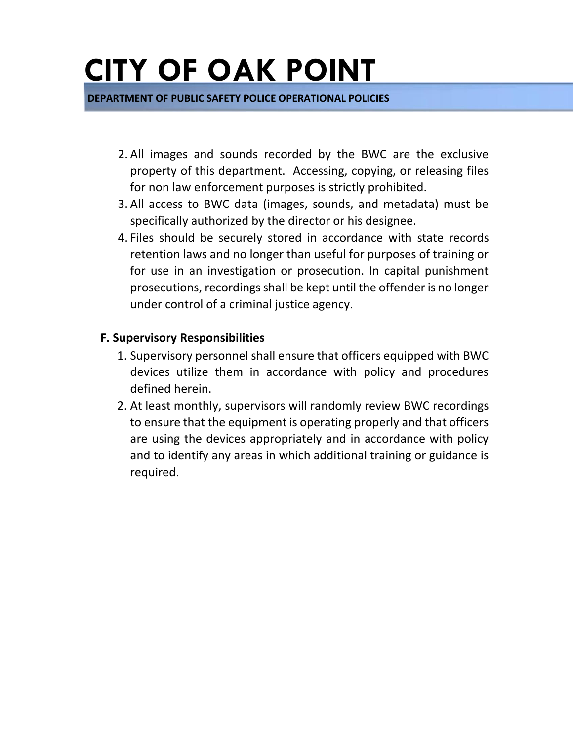2. All images and sounds recorded by the BWC are the exclusive property of this department. Accessing, copying, or releasing files for non law enforcement purposes is strictly prohibited.
3. All access to BWC data (images, sounds, and metadata) must be specifically authorized by the director or his designee.
4. Files should be securely stored in accordance with state records retention laws and no longer than useful for purposes of training or for use in an investigation or prosecution. In capital punishment prosecutions, recordings shall be kept until the offender is no longer under control of a criminal justice agency.

**F. Supervisory Responsibilities**

1. Supervisory personnel shall ensure that officers equipped with BWC devices utilize them in accordance with policy and procedures defined herein.
2. At least monthly, supervisors will randomly review BWC recordings to ensure that the equipment is operating properly and that officers are using the devices appropriately and in accordance with policy and to identify any areas in which additional training or guidance is required.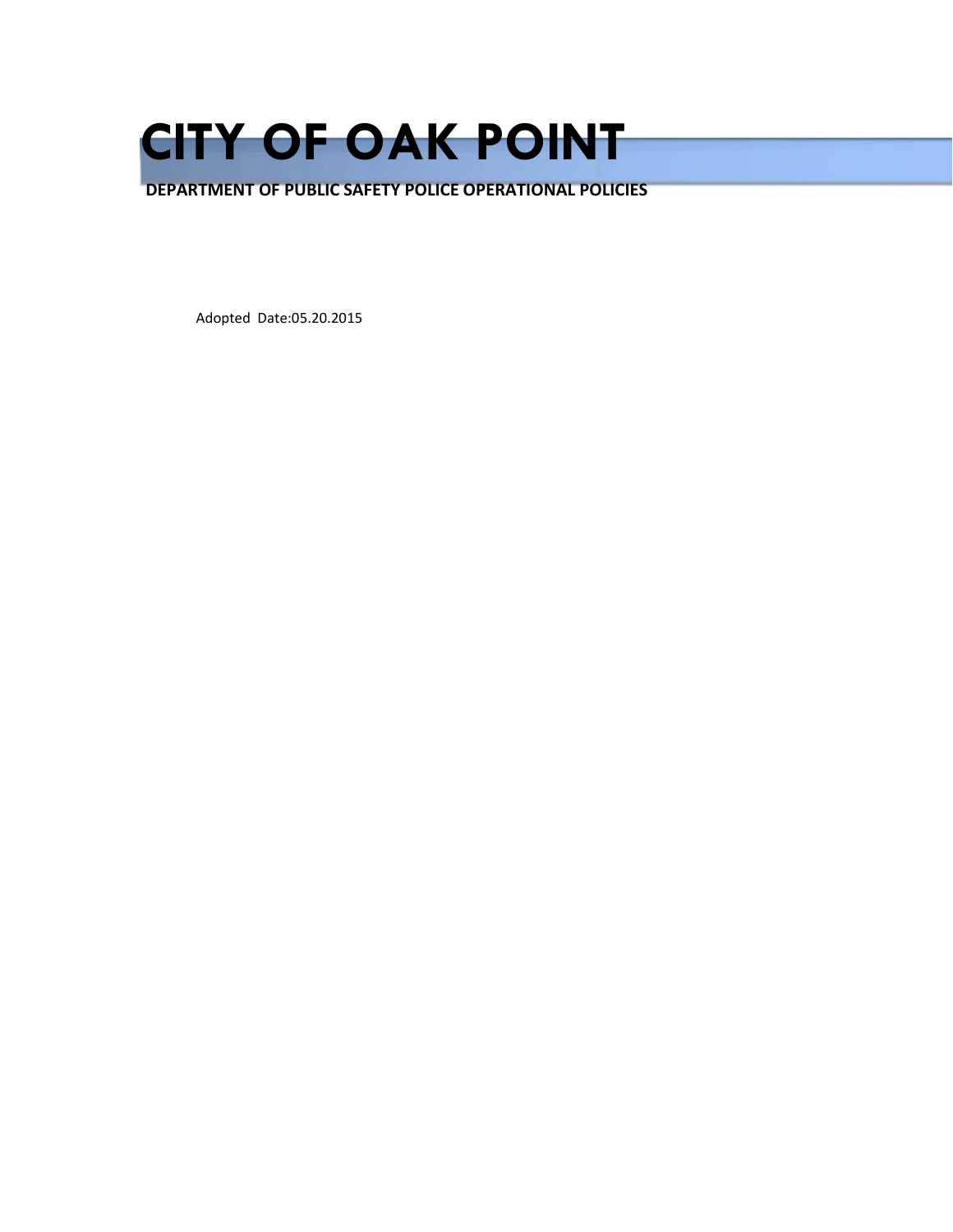# CITY OF OAK POINT

**DEPARTMENT OF PUBLIC SAFETY POLICE OPERATIONAL POLICIES**

Adopted Date:05.20.2015